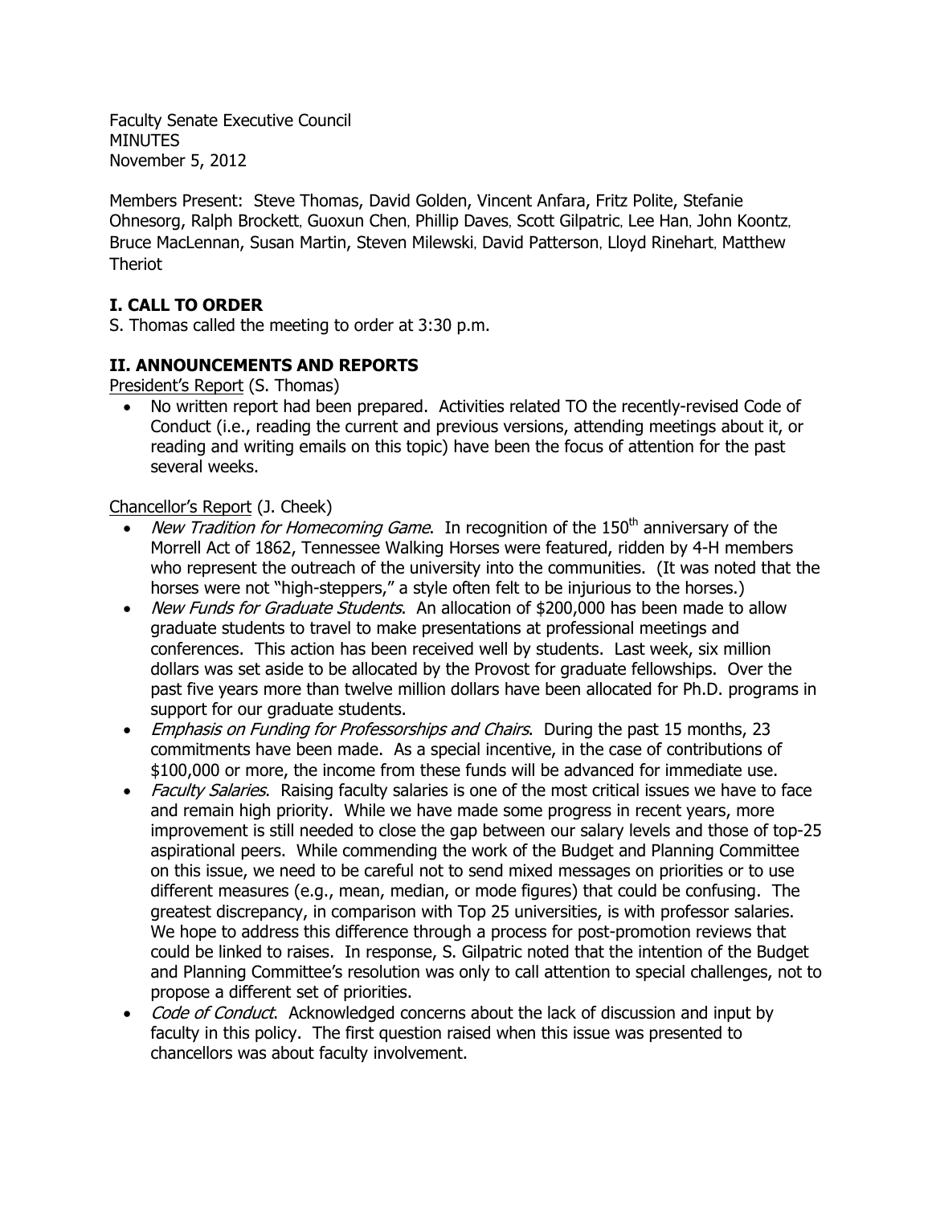Faculty Senate Executive Council
MINUTES
November 5, 2012

Members Present: Steve Thomas, David Golden, Vincent Anfara, Fritz Polite, Stefanie Ohnesorg, Ralph Brockett, Guoxun Chen, Phillip Daves, Scott Gilpatric, Lee Han, John Koontz, Bruce MacLennan, Susan Martin, Steven Milewski, David Patterson, Lloyd Rinehart, Matthew Theriot

## I. CALL TO ORDER

S. Thomas called the meeting to order at 3:30 p.m.

## II. ANNOUNCEMENTS AND REPORTS

President's Report (S. Thomas)

- No written report had been prepared. Activities related TO the recently-revised Code of Conduct (i.e., reading the current and previous versions, attending meetings about it, or reading and writing emails on this topic) have been the focus of attention for the past several weeks.

Chancellor's Report (J. Cheek)

- *New Tradition for Homecoming Game*. In recognition of the 150th anniversary of the Morrell Act of 1862, Tennessee Walking Horses were featured, ridden by 4-H members who represent the outreach of the university into the communities. (It was noted that the horses were not "high-steppers," a style often felt to be injurious to the horses.)
- *New Funds for Graduate Students*. An allocation of $200,000 has been made to allow graduate students to travel to make presentations at professional meetings and conferences. This action has been received well by students. Last week, six million dollars was set aside to be allocated by the Provost for graduate fellowships. Over the past five years more than twelve million dollars have been allocated for Ph.D. programs in support for our graduate students.
- *Emphasis on Funding for Professorships and Chairs*. During the past 15 months, 23 commitments have been made. As a special incentive, in the case of contributions of $100,000 or more, the income from these funds will be advanced for immediate use.
- *Faculty Salaries*. Raising faculty salaries is one of the most critical issues we have to face and remain high priority. While we have made some progress in recent years, more improvement is still needed to close the gap between our salary levels and those of top-25 aspirational peers. While commending the work of the Budget and Planning Committee on this issue, we need to be careful not to send mixed messages on priorities or to use different measures (e.g., mean, median, or mode figures) that could be confusing. The greatest discrepancy, in comparison with Top 25 universities, is with professor salaries. We hope to address this difference through a process for post-promotion reviews that could be linked to raises. In response, S. Gilpatric noted that the intention of the Budget and Planning Committee's resolution was only to call attention to special challenges, not to propose a different set of priorities.
- *Code of Conduct*. Acknowledged concerns about the lack of discussion and input by faculty in this policy. The first question raised when this issue was presented to chancellors was about faculty involvement.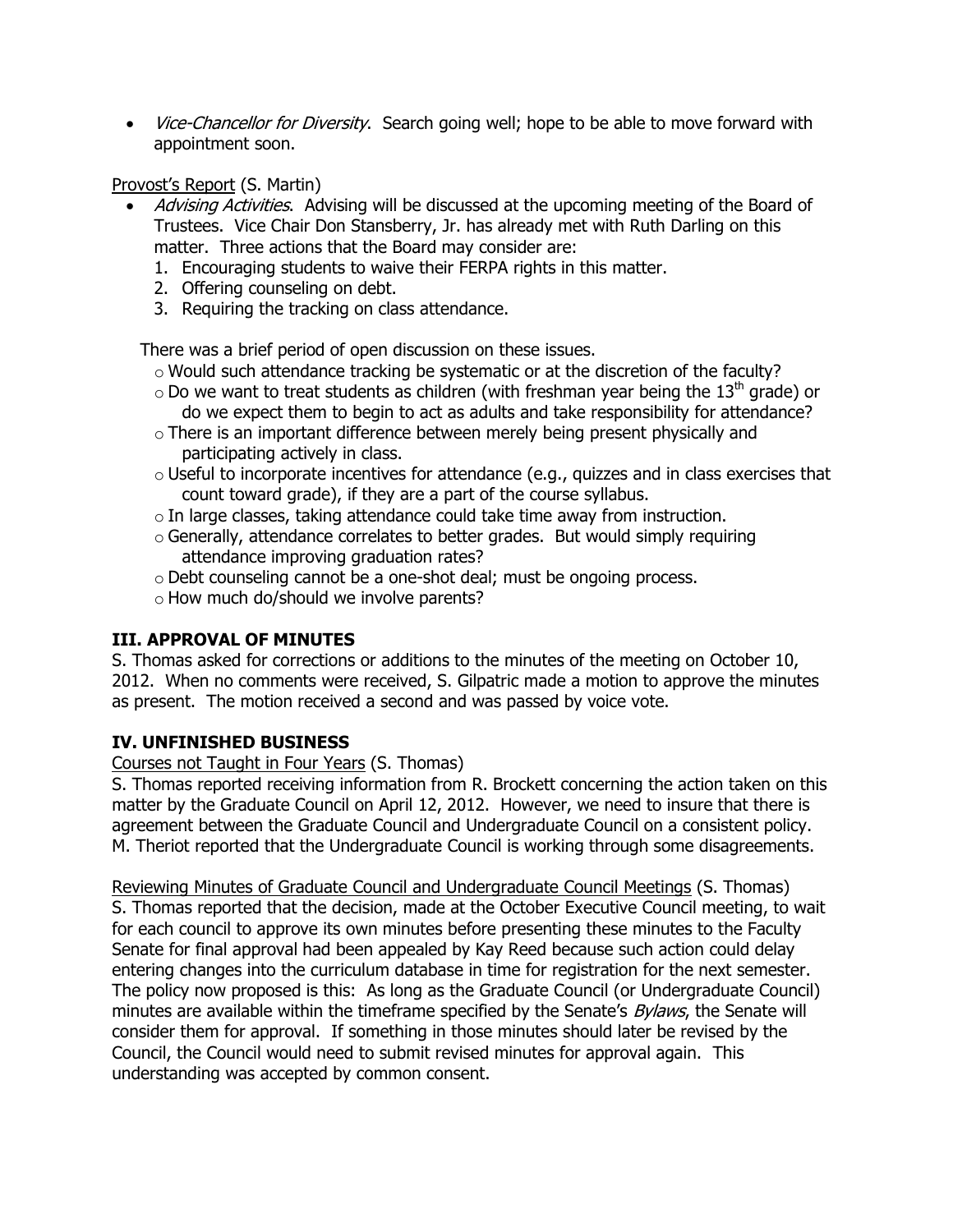- *Vice-Chancellor for Diversity*. Search going well; hope to be able to move forward with appointment soon.

Provost's Report (S. Martin)

- *Advising Activities*. Advising will be discussed at the upcoming meeting of the Board of Trustees. Vice Chair Don Stansberry, Jr. has already met with Ruth Darling on this matter. Three actions that the Board may consider are:
  1. Encouraging students to waive their FERPA rights in this matter.
  2. Offering counseling on debt.
  3. Requiring the tracking on class attendance.

  There was a brief period of open discussion on these issues.
  - Would such attendance tracking be systematic or at the discretion of the faculty?
  - Do we want to treat students as children (with freshman year being the 13th grade) or do we expect them to begin to act as adults and take responsibility for attendance?
  - There is an important difference between merely being present physically and participating actively in class.
  - Useful to incorporate incentives for attendance (e.g., quizzes and in class exercises that count toward grade), if they are a part of the course syllabus.
  - In large classes, taking attendance could take time away from instruction.
  - Generally, attendance correlates to better grades. But would simply requiring attendance improving graduation rates?
  - Debt counseling cannot be a one-shot deal; must be ongoing process.
  - How much do/should we involve parents?

## III. APPROVAL OF MINUTES

S. Thomas asked for corrections or additions to the minutes of the meeting on October 10, 2012. When no comments were received, S. Gilpatric made a motion to approve the minutes as present. The motion received a second and was passed by voice vote.

## IV. UNFINISHED BUSINESS

Courses not Taught in Four Years (S. Thomas)

S. Thomas reported receiving information from R. Brockett concerning the action taken on this matter by the Graduate Council on April 12, 2012. However, we need to insure that there is agreement between the Graduate Council and Undergraduate Council on a consistent policy. M. Theriot reported that the Undergraduate Council is working through some disagreements.

Reviewing Minutes of Graduate Council and Undergraduate Council Meetings (S. Thomas)

S. Thomas reported that the decision, made at the October Executive Council meeting, to wait for each council to approve its own minutes before presenting these minutes to the Faculty Senate for final approval had been appealed by Kay Reed because such action could delay entering changes into the curriculum database in time for registration for the next semester. The policy now proposed is this: As long as the Graduate Council (or Undergraduate Council) minutes are available within the timeframe specified by the Senate's *Bylaws*, the Senate will consider them for approval. If something in those minutes should later be revised by the Council, the Council would need to submit revised minutes for approval again. This understanding was accepted by common consent.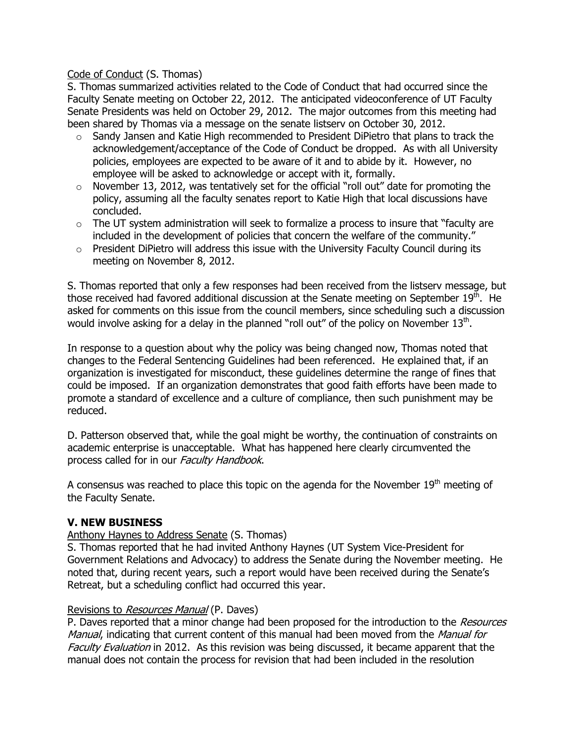Code of Conduct (S. Thomas)

S. Thomas summarized activities related to the Code of Conduct that had occurred since the Faculty Senate meeting on October 22, 2012. The anticipated videoconference of UT Faculty Senate Presidents was held on October 29, 2012. The major outcomes from this meeting had been shared by Thomas via a message on the senate listserv on October 30, 2012.

- Sandy Jansen and Katie High recommended to President DiPietro that plans to track the acknowledgement/acceptance of the Code of Conduct be dropped. As with all University policies, employees are expected to be aware of it and to abide by it. However, no employee will be asked to acknowledge or accept with it, formally.
- November 13, 2012, was tentatively set for the official "roll out" date for promoting the policy, assuming all the faculty senates report to Katie High that local discussions have concluded.
- The UT system administration will seek to formalize a process to insure that "faculty are included in the development of policies that concern the welfare of the community."
- President DiPietro will address this issue with the University Faculty Council during its meeting on November 8, 2012.

S. Thomas reported that only a few responses had been received from the listserv message, but those received had favored additional discussion at the Senate meeting on September 19th. He asked for comments on this issue from the council members, since scheduling such a discussion would involve asking for a delay in the planned "roll out" of the policy on November 13th.

In response to a question about why the policy was being changed now, Thomas noted that changes to the Federal Sentencing Guidelines had been referenced. He explained that, if an organization is investigated for misconduct, these guidelines determine the range of fines that could be imposed. If an organization demonstrates that good faith efforts have been made to promote a standard of excellence and a culture of compliance, then such punishment may be reduced.

D. Patterson observed that, while the goal might be worthy, the continuation of constraints on academic enterprise is unacceptable. What has happened here clearly circumvented the process called for in our *Faculty Handbook*.

A consensus was reached to place this topic on the agenda for the November 19th meeting of the Faculty Senate.

## V. NEW BUSINESS

Anthony Haynes to Address Senate (S. Thomas)

S. Thomas reported that he had invited Anthony Haynes (UT System Vice-President for Government Relations and Advocacy) to address the Senate during the November meeting. He noted that, during recent years, such a report would have been received during the Senate's Retreat, but a scheduling conflict had occurred this year.

Revisions to *Resources Manual* (P. Daves)

P. Daves reported that a minor change had been proposed for the introduction to the *Resources Manual*, indicating that current content of this manual had been moved from the *Manual for Faculty Evaluation* in 2012. As this revision was being discussed, it became apparent that the manual does not contain the process for revision that had been included in the resolution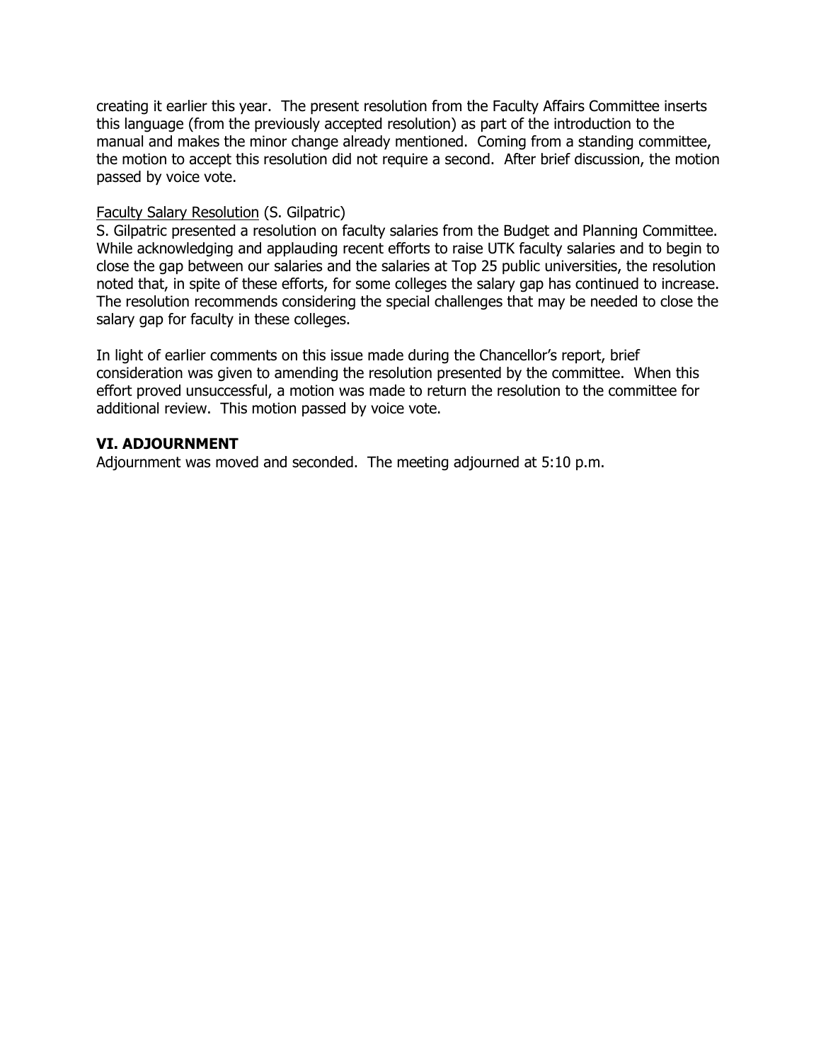creating it earlier this year. The present resolution from the Faculty Affairs Committee inserts this language (from the previously accepted resolution) as part of the introduction to the manual and makes the minor change already mentioned. Coming from a standing committee, the motion to accept this resolution did not require a second. After brief discussion, the motion passed by voice vote.

Faculty Salary Resolution (S. Gilpatric)

S. Gilpatric presented a resolution on faculty salaries from the Budget and Planning Committee. While acknowledging and applauding recent efforts to raise UTK faculty salaries and to begin to close the gap between our salaries and the salaries at Top 25 public universities, the resolution noted that, in spite of these efforts, for some colleges the salary gap has continued to increase. The resolution recommends considering the special challenges that may be needed to close the salary gap for faculty in these colleges.

In light of earlier comments on this issue made during the Chancellor's report, brief consideration was given to amending the resolution presented by the committee. When this effort proved unsuccessful, a motion was made to return the resolution to the committee for additional review. This motion passed by voice vote.

**VI. ADJOURNMENT**

Adjournment was moved and seconded. The meeting adjourned at 5:10 p.m.